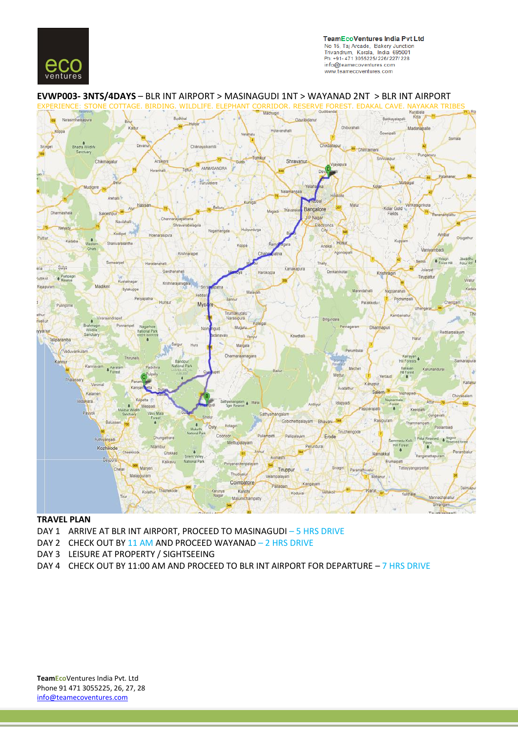TeamEcoVentures India Pvt Ltd
No 15, Taj Arcade, Bakery Junction
Trivandrum, Kerala, India 695001
Ph: +91- 471 3055225/226/227/228
info@teamecoventures.com
www.teamecoventures.com

**EVWP003- 3NTS/4DAYS** – BLR INT AIRPORT > MASINAGUDI 1NT > WAYANAD 2NT > BLR INT AIRPORT

EXPERIENCE: STONE COTTAGE. BIRDING. WILDLIFE. ELEPHANT CORRIDOR. RESERVE FOREST. EDAKAL CAVE. NAYAKAR TRIBES

**TRAVEL PLAN**

DAY 1 ARRIVE AT BLR INT AIRPORT, PROCEED TO MASINAGUDI – 5 HRS DRIVE

DAY 2 CHECK OUT BY 11 AM AND PROCEED WAYANAD – 2 HRS DRIVE

DAY 3 LEISURE AT PROPERTY / SIGHTSEEING

DAY 4 CHECK OUT BY 11:00 AM AND PROCEED TO BLR INT AIRPORT FOR DEPARTURE – 7 HRS DRIVE

**TeamEcoVentures India Pvt. Ltd**
Phone 91 471 3055225, 26, 27, 28
info@teamecoventures.com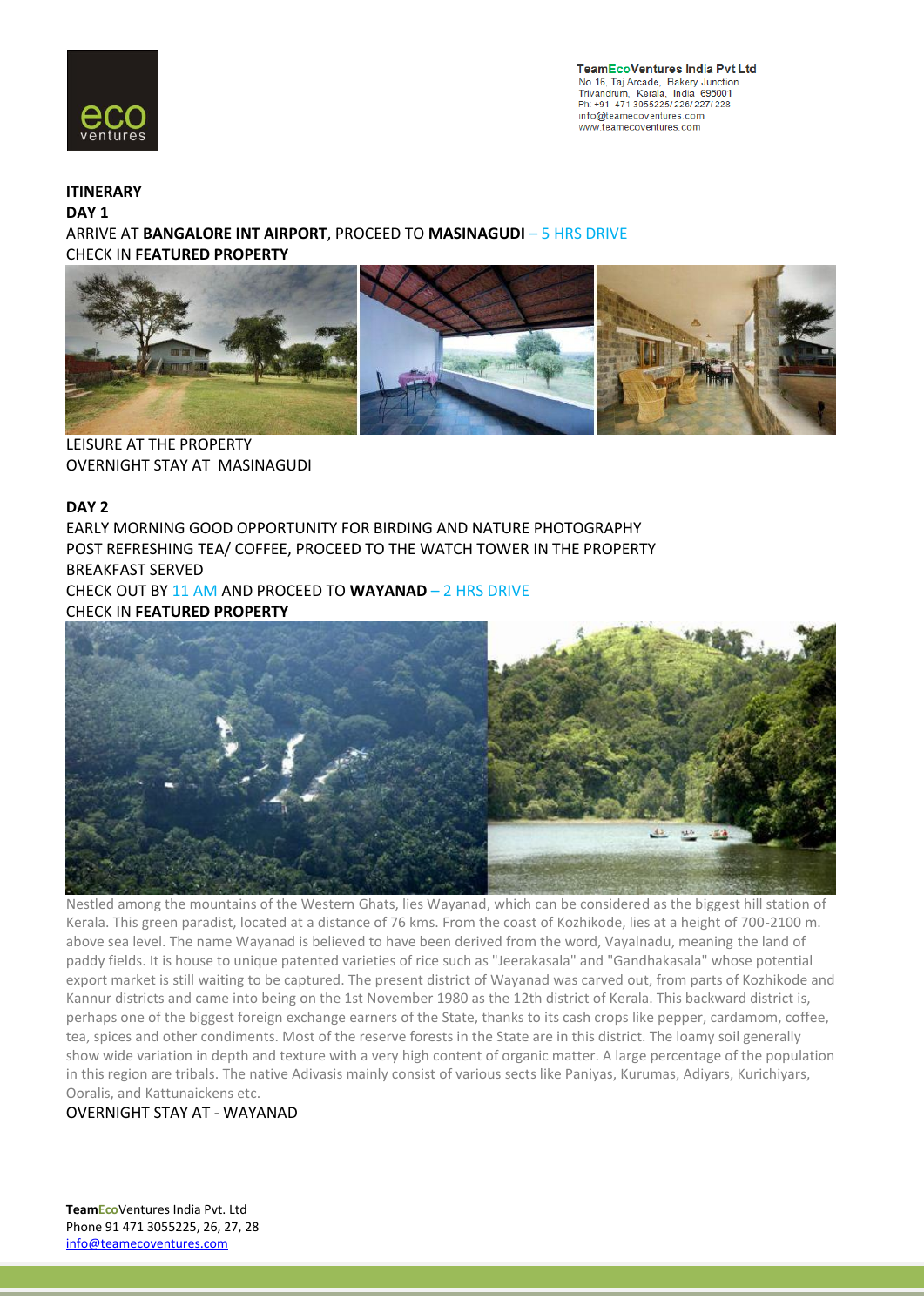**ITINERARY**

**DAY 1**

ARRIVE AT **BANGALORE INT AIRPORT**, PROCEED TO **MASINAGUDI** – 5 HRS DRIVE

CHECK IN **FEATURED PROPERTY**

LEISURE AT THE PROPERTY

OVERNIGHT STAY AT MASINAGUDI

**DAY 2**

EARLY MORNING GOOD OPPORTUNITY FOR BIRDING AND NATURE PHOTOGRAPHY

POST REFRESHING TEA/ COFFEE, PROCEED TO THE WATCH TOWER IN THE PROPERTY

BREAKFAST SERVED

CHECK OUT BY 11 AM AND PROCEED TO **WAYANAD** – 2 HRS DRIVE

CHECK IN **FEATURED PROPERTY**

Nestled among the mountains of the Western Ghats, lies Wayanad, which can be considered as the biggest hill station of Kerala. This green paradist, located at a distance of 76 kms. From the coast of Kozhikode, lies at a height of 700-2100 m. above sea level. The name Wayanad is believed to have been derived from the word, Vayalnadu, meaning the land of paddy fields. It is house to unique patented varieties of rice such as "Jeerakasala" and "Gandhakasala" whose potential export market is still waiting to be captured. The present district of Wayanad was carved out, from parts of Kozhikode and Kannur districts and came into being on the 1st November 1980 as the 12th district of Kerala. This backward district is, perhaps one of the biggest foreign exchange earners of the State, thanks to its cash crops like pepper, cardamom, coffee, tea, spices and other condiments. Most of the reserve forests in the State are in this district. The loamy soil generally show wide variation in depth and texture with a very high content of organic matter. A large percentage of the population in this region are tribals. The native Adivasis mainly consist of various sects like Paniyas, Kurumas, Adiyars, Kurichiyars, Ooralis, and Kattunaickens etc.

OVERNIGHT STAY AT - WAYANAD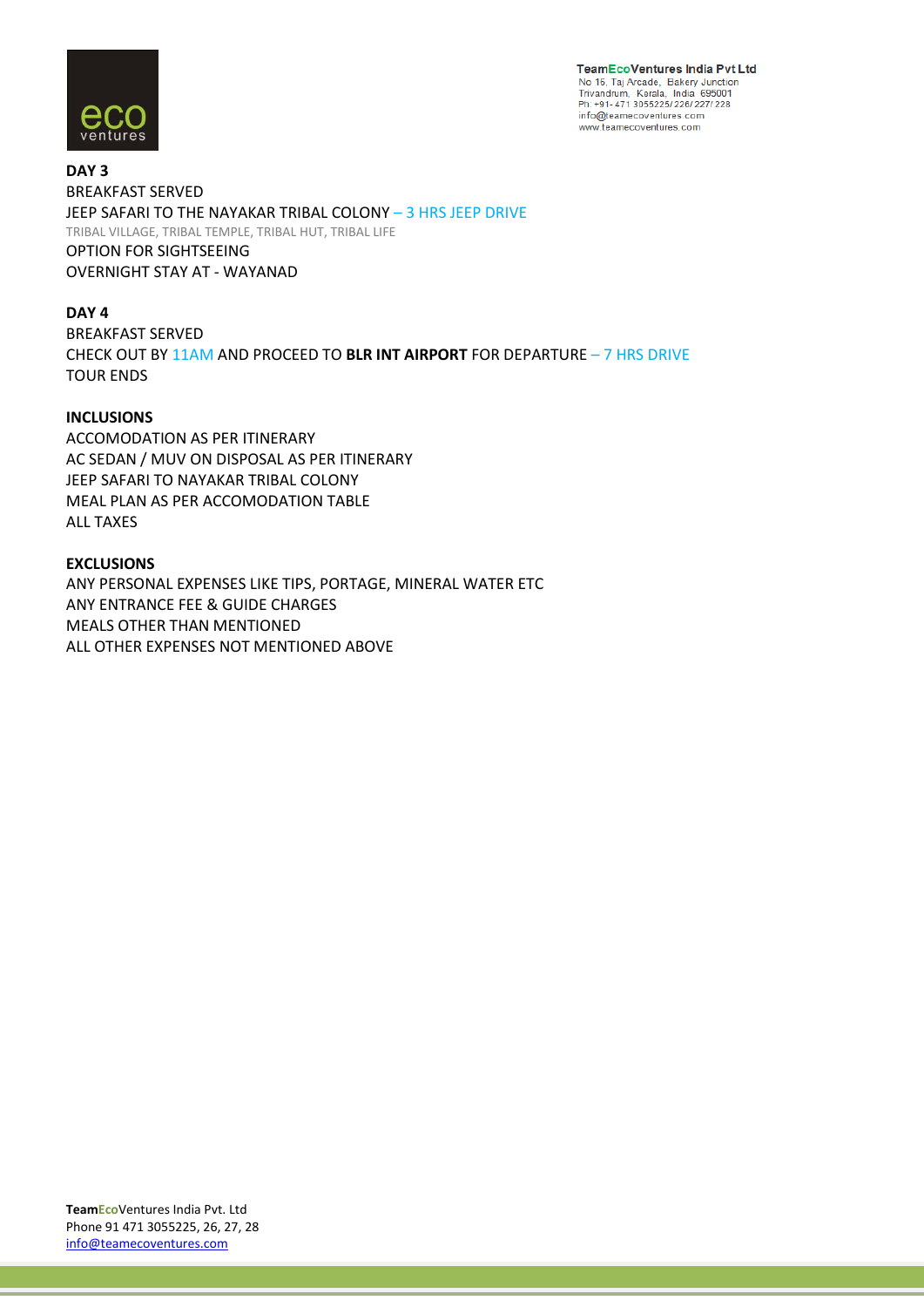**DAY 3**
BREAKFAST SERVED
JEEP SAFARI TO THE NAYAKAR TRIBAL COLONY – 3 HRS JEEP DRIVE
TRIBAL VILLAGE, TRIBAL TEMPLE, TRIBAL HUT, TRIBAL LIFE
OPTION FOR SIGHTSEEING
OVERNIGHT STAY AT - WAYANAD

**DAY 4**
BREAKFAST SERVED
CHECK OUT BY 11AM AND PROCEED TO **BLR INT AIRPORT** FOR DEPARTURE – 7 HRS DRIVE
TOUR ENDS

**INCLUSIONS**
ACCOMODATION AS PER ITINERARY
AC SEDAN / MUV ON DISPOSAL AS PER ITINERARY
JEEP SAFARI TO NAYAKAR TRIBAL COLONY
MEAL PLAN AS PER ACCOMODATION TABLE
ALL TAXES

**EXCLUSIONS**
ANY PERSONAL EXPENSES LIKE TIPS, PORTAGE, MINERAL WATER ETC
ANY ENTRANCE FEE & GUIDE CHARGES
MEALS OTHER THAN MENTIONED
ALL OTHER EXPENSES NOT MENTIONED ABOVE